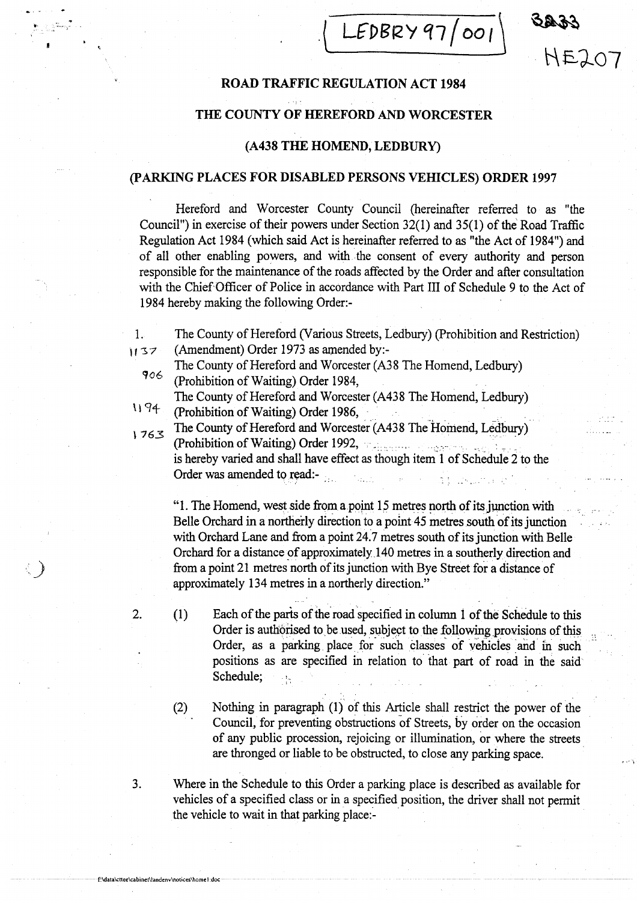LEDBRY 97/001

3233

HE207

## ROAD TRAFFIC REGULATION ACT 1984

## THE COUNTY OF HEREFORD AND WORCESTER

## (A438 THE HOMEND, LEDBURY)

## (PARKING PLACES FOR DISABLED PERSONS VEHICLES) ORDER 1997

Hereford and Worcester County Council (hereinafter referred to as "the Council") in exercise of their powers under Section 32(1) and 35(1) of the Road Traffic Regulation Act 1984 (which said Act is hereinafter referred to as "the Act of 1984") and of all other enabling powers, and with the consent of every authority and person responsible for the maintenance of the roads affected by the Order and after consultation with the Chief Officer of Police in accordance with Part III of Schedule 9 to the Act of 1984 hereby making the following Order:-

1. The County of Hereford (Various Streets, Ledbury) (Prohibition and Restriction) (Amendment) Order 1973 as amended by:- 1137
   The County of Hereford and Worcester (A38 The Homend, Ledbury) (Prohibition of Waiting) Order 1984, 906
   The County of Hereford and Worcester (A438 The Homend, Ledbury) (Prohibition of Waiting) Order 1986, 1194
   The County of Hereford and Worcester (A438 The Homend, Ledbury) (Prohibition of Waiting) Order 1992, 1763
   is hereby varied and shall have effect as though item 1 of Schedule 2 to the Order was amended to read:-

   "1. The Homend, west side from a point 15 metres north of its junction with Belle Orchard in a northerly direction to a point 45 metres south of its junction with Orchard Lane and from a point 24.7 metres south of its junction with Belle Orchard for a distance of approximately 140 metres in a southerly direction and from a point 21 metres north of its junction with Bye Street for a distance of approximately 134 metres in a northerly direction."

2. (1) Each of the parts of the road specified in column 1 of the Schedule to this Order is authorised to be used, subject to the following provisions of this Order, as a parking place for such classes of vehicles and in such positions as are specified in relation to that part of road in the said Schedule;

   (2) Nothing in paragraph (1) of this Article shall restrict the power of the Council, for preventing obstructions of Streets, by order on the occasion of any public procession, rejoicing or illumination, or where the streets are thronged or liable to be obstructed, to close any parking space.

3. Where in the Schedule to this Order a parking place is described as available for vehicles of a specified class or in a specified position, the driver shall not permit the vehicle to wait in that parking place:-

f:\data\cttee\cabinet\landenv\notices\home1.doc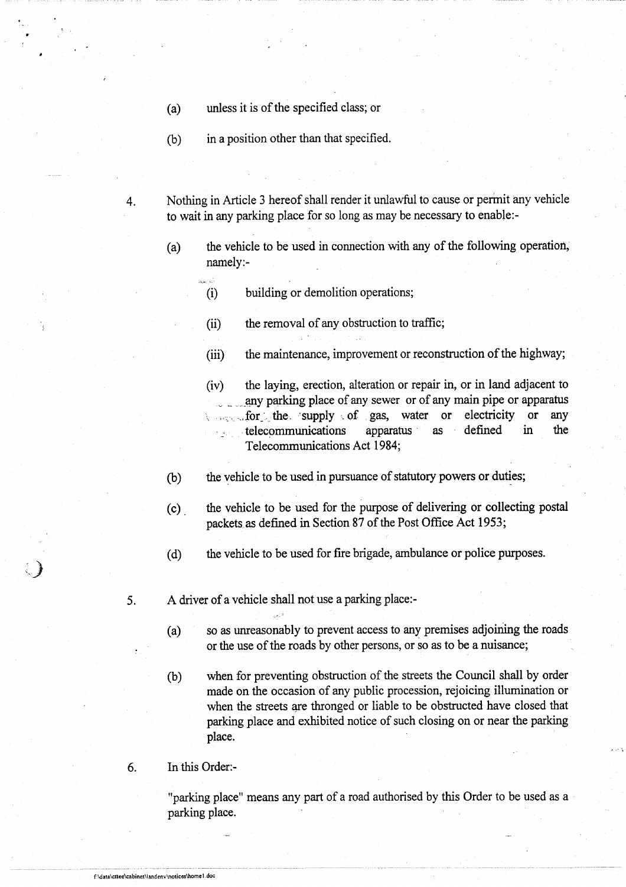(a) unless it is of the specified class; or

(b) in a position other than that specified.

4. Nothing in Article 3 hereof shall render it unlawful to cause or permit any vehicle to wait in any parking place for so long as may be necessary to enable:-

   (a) the vehicle to be used in connection with any of the following operation, namely:-

      (i) building or demolition operations;

      (ii) the removal of any obstruction to traffic;

      (iii) the maintenance, improvement or reconstruction of the highway;

      (iv) the laying, erection, alteration or repair in, or in land adjacent to any parking place of any sewer or of any main pipe or apparatus for the supply of gas, water or electricity or any telecommunications apparatus as defined in the Telecommunications Act 1984;

   (b) the vehicle to be used in pursuance of statutory powers or duties;

   (c) the vehicle to be used for the purpose of delivering or collecting postal packets as defined in Section 87 of the Post Office Act 1953;

   (d) the vehicle to be used for fire brigade, ambulance or police purposes.

5. A driver of a vehicle shall not use a parking place:-

   (a) so as unreasonably to prevent access to any premises adjoining the roads or the use of the roads by other persons, or so as to be a nuisance;

   (b) when for preventing obstruction of the streets the Council shall by order made on the occasion of any public procession, rejoicing illumination or when the streets are thronged or liable to be obstructed have closed that parking place and exhibited notice of such closing on or near the parking place.

6. In this Order:-

   "parking place" means any part of a road authorised by this Order to be used as a parking place.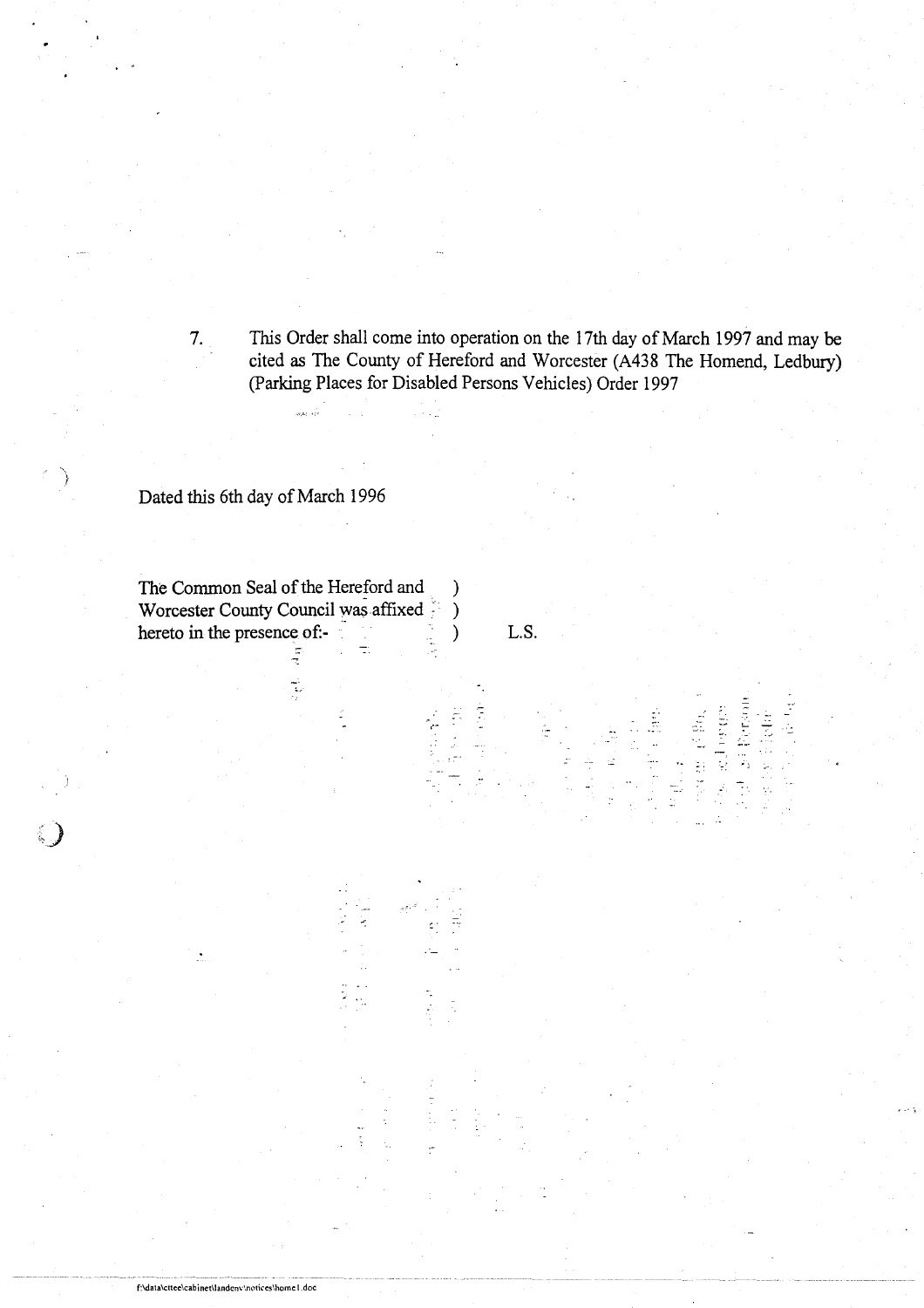7. This Order shall come into operation on the 17th day of March 1997 and may be cited as The County of Hereford and Worcester (A438 The Homend, Ledbury) (Parking Places for Disabled Persons Vehicles) Order 1997

Dated this 6th day of March 1996

The Common Seal of the Hereford and )
Worcester County Council was affixed )
hereto in the presence of:- ) L.S.

f:\data\cttee\cabinet\landenv\notices\home1.doc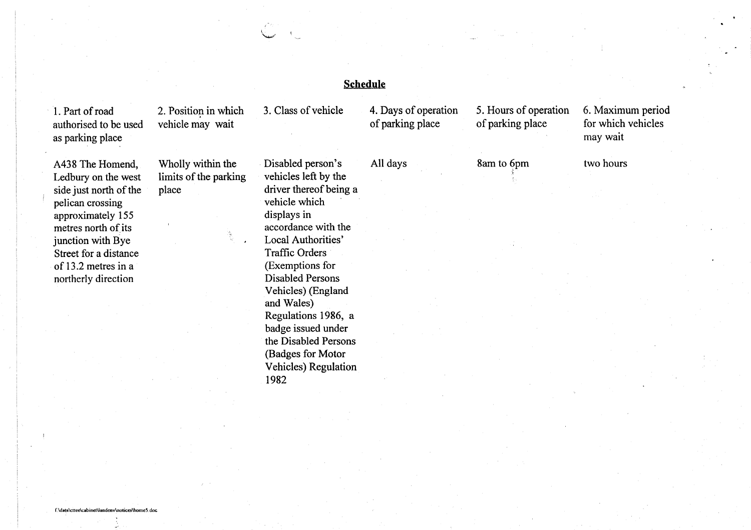## Schedule

| 1. Part of road authorised to be used as parking place | 2. Position in which vehicle may wait | 3. Class of vehicle | 4. Days of operation of parking place | 5. Hours of operation of parking place | 6. Maximum period for which vehicles may wait |
|---|---|---|---|---|---|
| A438 The Homend, Ledbury on the west side just north of the pelican crossing approximately 155 metres north of its junction with Bye Street for a distance of 13.2 metres in a northerly direction | Wholly within the limits of the parking place | Disabled person's vehicles left by the driver thereof being a vehicle which displays in accordance with the Local Authorities' Traffic Orders (Exemptions for Disabled Persons Vehicles) (England and Wales) Regulations 1986, a badge issued under the Disabled Persons (Badges for Motor Vehicles) Regulation 1982 | All days | 8am to 6pm | two hours |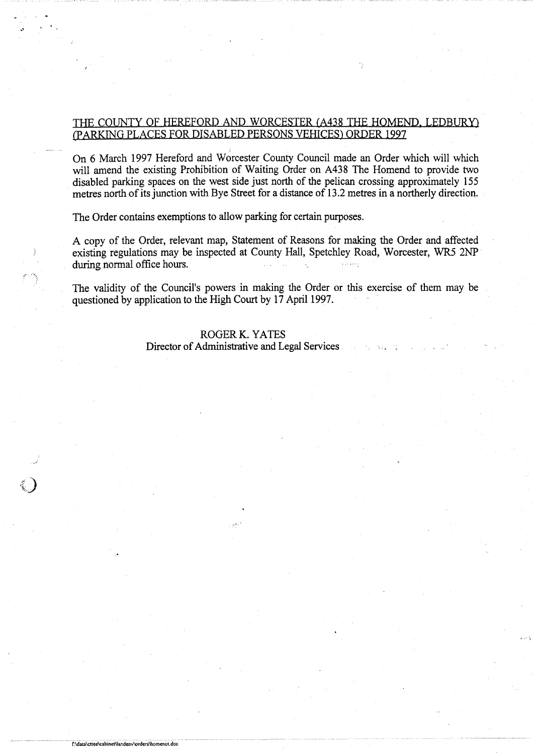# THE COUNTY OF HEREFORD AND WORCESTER (A438 THE HOMEND, LEDBURY) (PARKING PLACES FOR DISABLED PERSONS VEHICES) ORDER 1997

On 6 March 1997 Hereford and Worcester County Council made an Order which will which will amend the existing Prohibition of Waiting Order on A438 The Homend to provide two disabled parking spaces on the west side just north of the pelican crossing approximately 155 metres north of its junction with Bye Street for a distance of 13.2 metres in a northerly direction.

The Order contains exemptions to allow parking for certain purposes.

A copy of the Order, relevant map, Statement of Reasons for making the Order and affected existing regulations may be inspected at County Hall, Spetchley Road, Worcester, WR5 2NP during normal office hours.

The validity of the Council's powers in making the Order or this exercise of them may be questioned by application to the High Court by 17 April 1997.

ROGER K. YATES
Director of Administrative and Legal Services

f:\data\cttee\cabinet\landenv\orders\homenot.doc